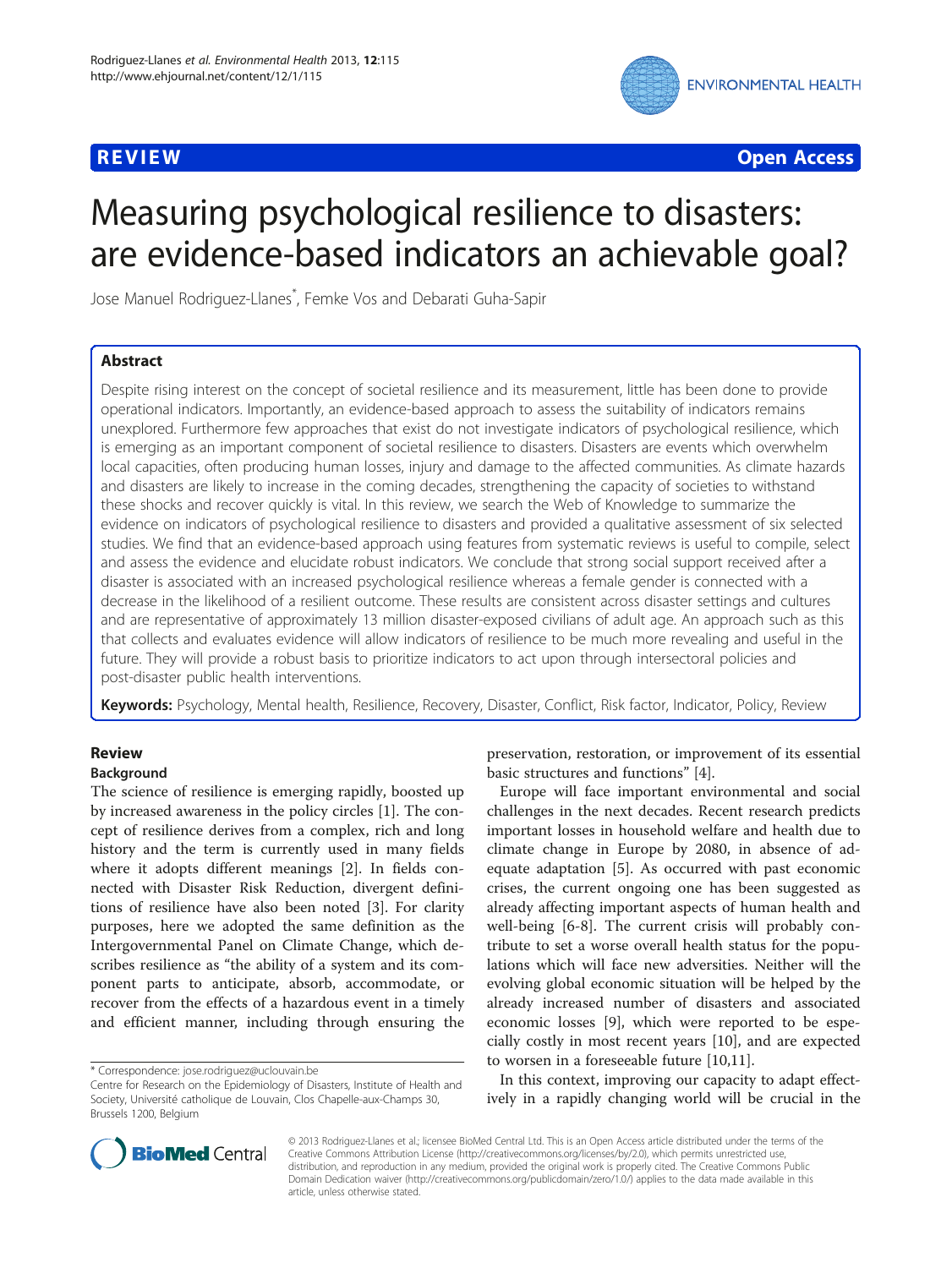**REVIEW** **Open Access**

# Measuring psychological resilience to disasters: are evidence-based indicators an achievable goal?

Jose Manuel Rodriguez-Llanes*, Femke Vos and Debarati Guha-Sapir

## Abstract

Despite rising interest on the concept of societal resilience and its measurement, little has been done to provide operational indicators. Importantly, an evidence-based approach to assess the suitability of indicators remains unexplored. Furthermore few approaches that exist do not investigate indicators of psychological resilience, which is emerging as an important component of societal resilience to disasters. Disasters are events which overwhelm local capacities, often producing human losses, injury and damage to the affected communities. As climate hazards and disasters are likely to increase in the coming decades, strengthening the capacity of societies to withstand these shocks and recover quickly is vital. In this review, we search the Web of Knowledge to summarize the evidence on indicators of psychological resilience to disasters and provided a qualitative assessment of six selected studies. We find that an evidence-based approach using features from systematic reviews is useful to compile, select and assess the evidence and elucidate robust indicators. We conclude that strong social support received after a disaster is associated with an increased psychological resilience whereas a female gender is connected with a decrease in the likelihood of a resilient outcome. These results are consistent across disaster settings and cultures and are representative of approximately 13 million disaster-exposed civilians of adult age. An approach such as this that collects and evaluates evidence will allow indicators of resilience to be much more revealing and useful in the future. They will provide a robust basis to prioritize indicators to act upon through intersectoral policies and post-disaster public health interventions.

**Keywords:** Psychology, Mental health, Resilience, Recovery, Disaster, Conflict, Risk factor, Indicator, Policy, Review

## Review

### Background

The science of resilience is emerging rapidly, boosted up by increased awareness in the policy circles [1]. The concept of resilience derives from a complex, rich and long history and the term is currently used in many fields where it adopts different meanings [2]. In fields connected with Disaster Risk Reduction, divergent definitions of resilience have also been noted [3]. For clarity purposes, here we adopted the same definition as the Intergovernmental Panel on Climate Change, which describes resilience as "the ability of a system and its component parts to anticipate, absorb, accommodate, or recover from the effects of a hazardous event in a timely and efficient manner, including through ensuring the preservation, restoration, or improvement of its essential basic structures and functions" [4].

Europe will face important environmental and social challenges in the next decades. Recent research predicts important losses in household welfare and health due to climate change in Europe by 2080, in absence of adequate adaptation [5]. As occurred with past economic crises, the current ongoing one has been suggested as already affecting important aspects of human health and well-being [6-8]. The current crisis will probably contribute to set a worse overall health status for the populations which will face new adversities. Neither will the evolving global economic situation will be helped by the already increased number of disasters and associated economic losses [9], which were reported to be especially costly in most recent years [10], and are expected to worsen in a foreseeable future [10,11].

In this context, improving our capacity to adapt effectively in a rapidly changing world will be crucial in the

\* Correspondence: jose.rodriguez@uclouvain.be
Centre for Research on the Epidemiology of Disasters, Institute of Health and Society, Université catholique de Louvain, Clos Chapelle-aux-Champs 30, Brussels 1200, Belgium

© 2013 Rodriguez-Llanes et al.; licensee BioMed Central Ltd. This is an Open Access article distributed under the terms of the Creative Commons Attribution License (http://creativecommons.org/licenses/by/2.0), which permits unrestricted use, distribution, and reproduction in any medium, provided the original work is properly cited. The Creative Commons Public Domain Dedication waiver (http://creativecommons.org/publicdomain/zero/1.0/) applies to the data made available in this article, unless otherwise stated.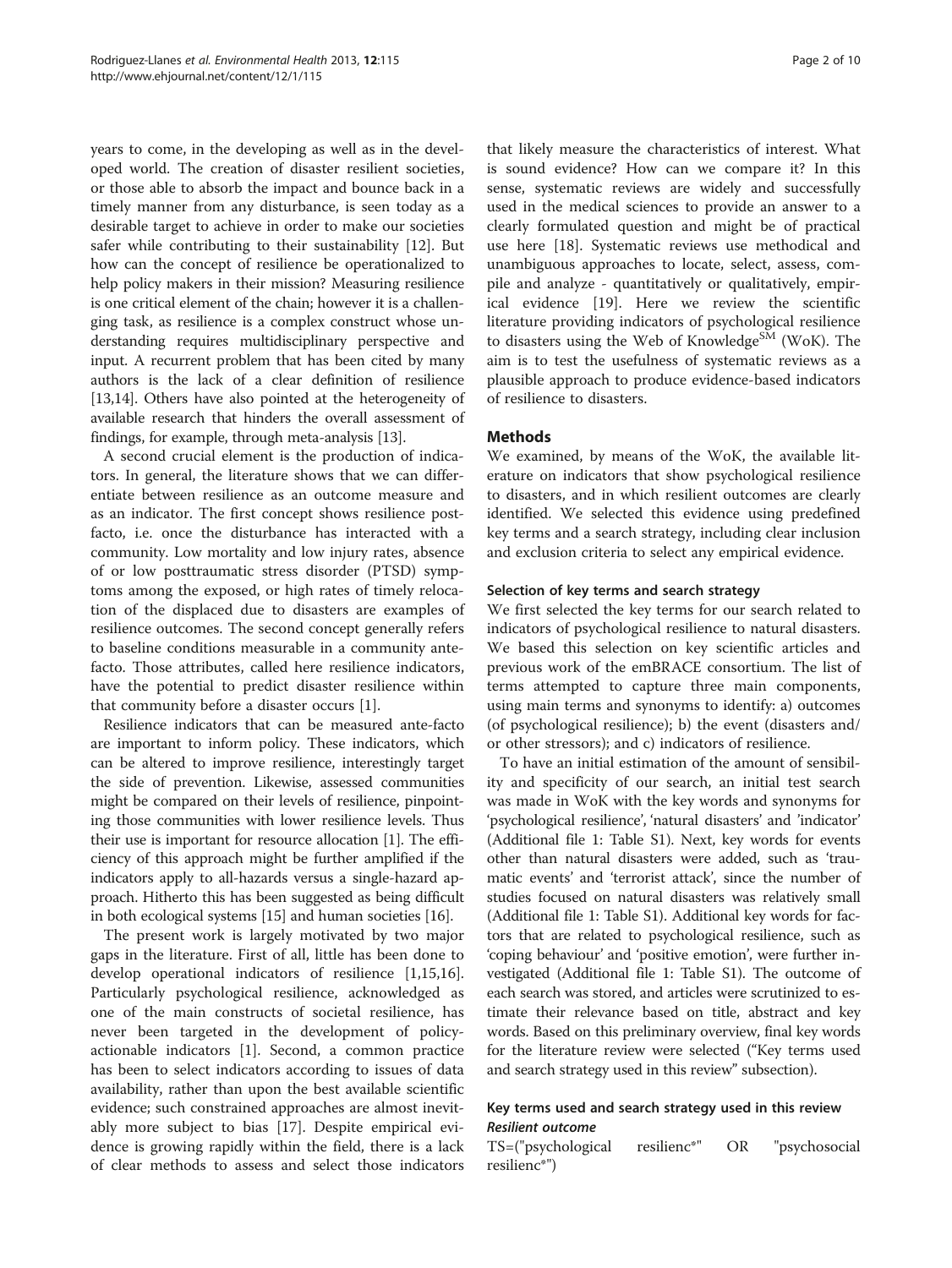years to come, in the developing as well as in the developed world. The creation of disaster resilient societies, or those able to absorb the impact and bounce back in a timely manner from any disturbance, is seen today as a desirable target to achieve in order to make our societies safer while contributing to their sustainability [12]. But how can the concept of resilience be operationalized to help policy makers in their mission? Measuring resilience is one critical element of the chain; however it is a challenging task, as resilience is a complex construct whose understanding requires multidisciplinary perspective and input. A recurrent problem that has been cited by many authors is the lack of a clear definition of resilience [13,14]. Others have also pointed at the heterogeneity of available research that hinders the overall assessment of findings, for example, through meta-analysis [13].

A second crucial element is the production of indicators. In general, the literature shows that we can differentiate between resilience as an outcome measure and as an indicator. The first concept shows resilience post-facto, i.e. once the disturbance has interacted with a community. Low mortality and low injury rates, absence of or low posttraumatic stress disorder (PTSD) symptoms among the exposed, or high rates of timely relocation of the displaced due to disasters are examples of resilience outcomes. The second concept generally refers to baseline conditions measurable in a community ante-facto. Those attributes, called here resilience indicators, have the potential to predict disaster resilience within that community before a disaster occurs [1].

Resilience indicators that can be measured ante-facto are important to inform policy. These indicators, which can be altered to improve resilience, interestingly target the side of prevention. Likewise, assessed communities might be compared on their levels of resilience, pinpointing those communities with lower resilience levels. Thus their use is important for resource allocation [1]. The efficiency of this approach might be further amplified if the indicators apply to all-hazards versus a single-hazard approach. Hitherto this has been suggested as being difficult in both ecological systems [15] and human societies [16].

The present work is largely motivated by two major gaps in the literature. First of all, little has been done to develop operational indicators of resilience [1,15,16]. Particularly psychological resilience, acknowledged as one of the main constructs of societal resilience, has never been targeted in the development of policy-actionable indicators [1]. Second, a common practice has been to select indicators according to issues of data availability, rather than upon the best available scientific evidence; such constrained approaches are almost inevitably more subject to bias [17]. Despite empirical evidence is growing rapidly within the field, there is a lack of clear methods to assess and select those indicators that likely measure the characteristics of interest. What is sound evidence? How can we compare it? In this sense, systematic reviews are widely and successfully used in the medical sciences to provide an answer to a clearly formulated question and might be of practical use here [18]. Systematic reviews use methodical and unambiguous approaches to locate, select, assess, compile and analyze - quantitatively or qualitatively, empirical evidence [19]. Here we review the scientific literature providing indicators of psychological resilience to disasters using the Web of Knowledge$^{SM}$ (WoK). The aim is to test the usefulness of systematic reviews as a plausible approach to produce evidence-based indicators of resilience to disasters.

## Methods

We examined, by means of the WoK, the available literature on indicators that show psychological resilience to disasters, and in which resilient outcomes are clearly identified. We selected this evidence using predefined key terms and a search strategy, including clear inclusion and exclusion criteria to select any empirical evidence.

### Selection of key terms and search strategy

We first selected the key terms for our search related to indicators of psychological resilience to natural disasters. We based this selection on key scientific articles and previous work of the emBRACE consortium. The list of terms attempted to capture three main components, using main terms and synonyms to identify: a) outcomes (of psychological resilience); b) the event (disasters and/or other stressors); and c) indicators of resilience.

To have an initial estimation of the amount of sensibility and specificity of our search, an initial test search was made in WoK with the key words and synonyms for 'psychological resilience', 'natural disasters' and 'indicator' (Additional file 1: Table S1). Next, key words for events other than natural disasters were added, such as 'traumatic events' and 'terrorist attack', since the number of studies focused on natural disasters was relatively small (Additional file 1: Table S1). Additional key words for factors that are related to psychological resilience, such as 'coping behaviour' and 'positive emotion', were further investigated (Additional file 1: Table S1). The outcome of each search was stored, and articles were scrutinized to estimate their relevance based on title, abstract and key words. Based on this preliminary overview, final key words for the literature review were selected ("Key terms used and search strategy used in this review" subsection).

### Key terms used and search strategy used in this review

#### *Resilient outcome*

TS=("psychological resilienc*" OR "psychosocial resilienc*")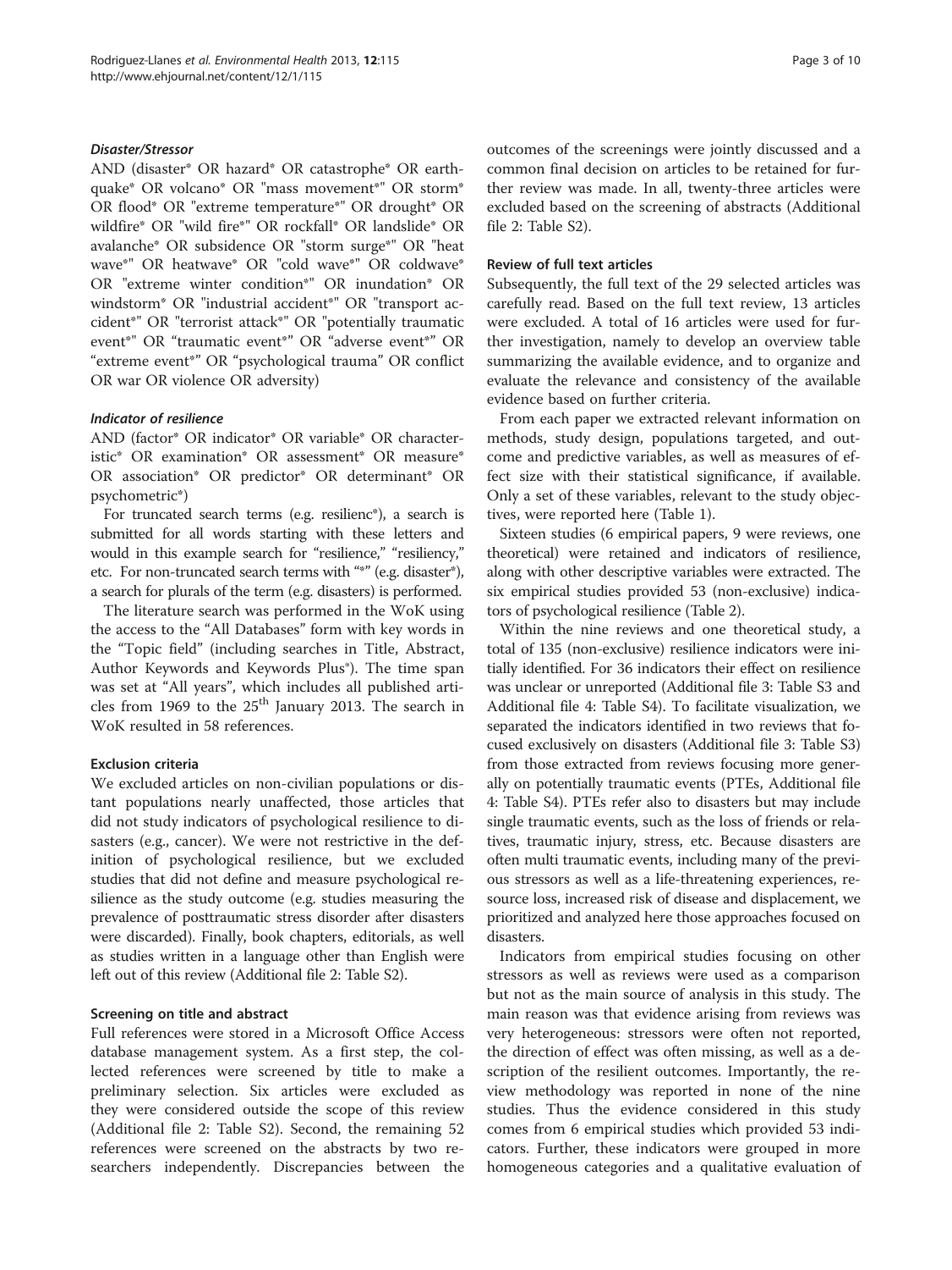#### *Disaster/Stressor*

AND (disaster* OR hazard* OR catastrophe* OR earthquake* OR volcano* OR "mass movement*" OR storm* OR flood* OR "extreme temperature*" OR drought* OR wildfire* OR "wild fire*" OR rockfall* OR landslide* OR avalanche* OR subsidence OR "storm surge*" OR "heat wave*" OR heatwave* OR "cold wave*" OR coldwave* OR "extreme winter condition*" OR inundation* OR windstorm* OR "industrial accident*" OR "transport accident*" OR "terrorist attack*" OR "potentially traumatic event*" OR "traumatic event*" OR "adverse event*" OR "extreme event*" OR "psychological trauma" OR conflict OR war OR violence OR adversity)

#### *Indicator of resilience*

AND (factor* OR indicator* OR variable* OR characteristic* OR examination* OR assessment* OR measure* OR association* OR predictor* OR determinant* OR psychometric*)

For truncated search terms (e.g. resilienc*), a search is submitted for all words starting with these letters and would in this example search for "resilience," "resiliency," etc. For non-truncated search terms with "*" (e.g. disaster*), a search for plurals of the term (e.g. disasters) is performed.

The literature search was performed in the WoK using the access to the "All Databases" form with key words in the "Topic field" (including searches in Title, Abstract, Author Keywords and Keywords Plus®). The time span was set at "All years", which includes all published articles from 1969 to the 25th January 2013. The search in WoK resulted in 58 references.

### Exclusion criteria

We excluded articles on non-civilian populations or distant populations nearly unaffected, those articles that did not study indicators of psychological resilience to disasters (e.g., cancer). We were not restrictive in the definition of psychological resilience, but we excluded studies that did not define and measure psychological resilience as the study outcome (e.g. studies measuring the prevalence of posttraumatic stress disorder after disasters were discarded). Finally, book chapters, editorials, as well as studies written in a language other than English were left out of this review (Additional file 2: Table S2).

### Screening on title and abstract

Full references were stored in a Microsoft Office Access database management system. As a first step, the collected references were screened by title to make a preliminary selection. Six articles were excluded as they were considered outside the scope of this review (Additional file 2: Table S2). Second, the remaining 52 references were screened on the abstracts by two researchers independently. Discrepancies between the outcomes of the screenings were jointly discussed and a common final decision on articles to be retained for further review was made. In all, twenty-three articles were excluded based on the screening of abstracts (Additional file 2: Table S2).

### Review of full text articles

Subsequently, the full text of the 29 selected articles was carefully read. Based on the full text review, 13 articles were excluded. A total of 16 articles were used for further investigation, namely to develop an overview table summarizing the available evidence, and to organize and evaluate the relevance and consistency of the available evidence based on further criteria.

From each paper we extracted relevant information on methods, study design, populations targeted, and outcome and predictive variables, as well as measures of effect size with their statistical significance, if available. Only a set of these variables, relevant to the study objectives, were reported here (Table 1).

Sixteen studies (6 empirical papers, 9 were reviews, one theoretical) were retained and indicators of resilience, along with other descriptive variables were extracted. The six empirical studies provided 53 (non-exclusive) indicators of psychological resilience (Table 2).

Within the nine reviews and one theoretical study, a total of 135 (non-exclusive) resilience indicators were initially identified. For 36 indicators their effect on resilience was unclear or unreported (Additional file 3: Table S3 and Additional file 4: Table S4). To facilitate visualization, we separated the indicators identified in two reviews that focused exclusively on disasters (Additional file 3: Table S3) from those extracted from reviews focusing more generally on potentially traumatic events (PTEs, Additional file 4: Table S4). PTEs refer also to disasters but may include single traumatic events, such as the loss of friends or relatives, traumatic injury, stress, etc. Because disasters are often multi traumatic events, including many of the previous stressors as well as a life-threatening experiences, resource loss, increased risk of disease and displacement, we prioritized and analyzed here those approaches focused on disasters.

Indicators from empirical studies focusing on other stressors as well as reviews were used as a comparison but not as the main source of analysis in this study. The main reason was that evidence arising from reviews was very heterogeneous: stressors were often not reported, the direction of effect was often missing, as well as a description of the resilient outcomes. Importantly, the review methodology was reported in none of the nine studies. Thus the evidence considered in this study comes from 6 empirical studies which provided 53 indicators. Further, these indicators were grouped in more homogeneous categories and a qualitative evaluation of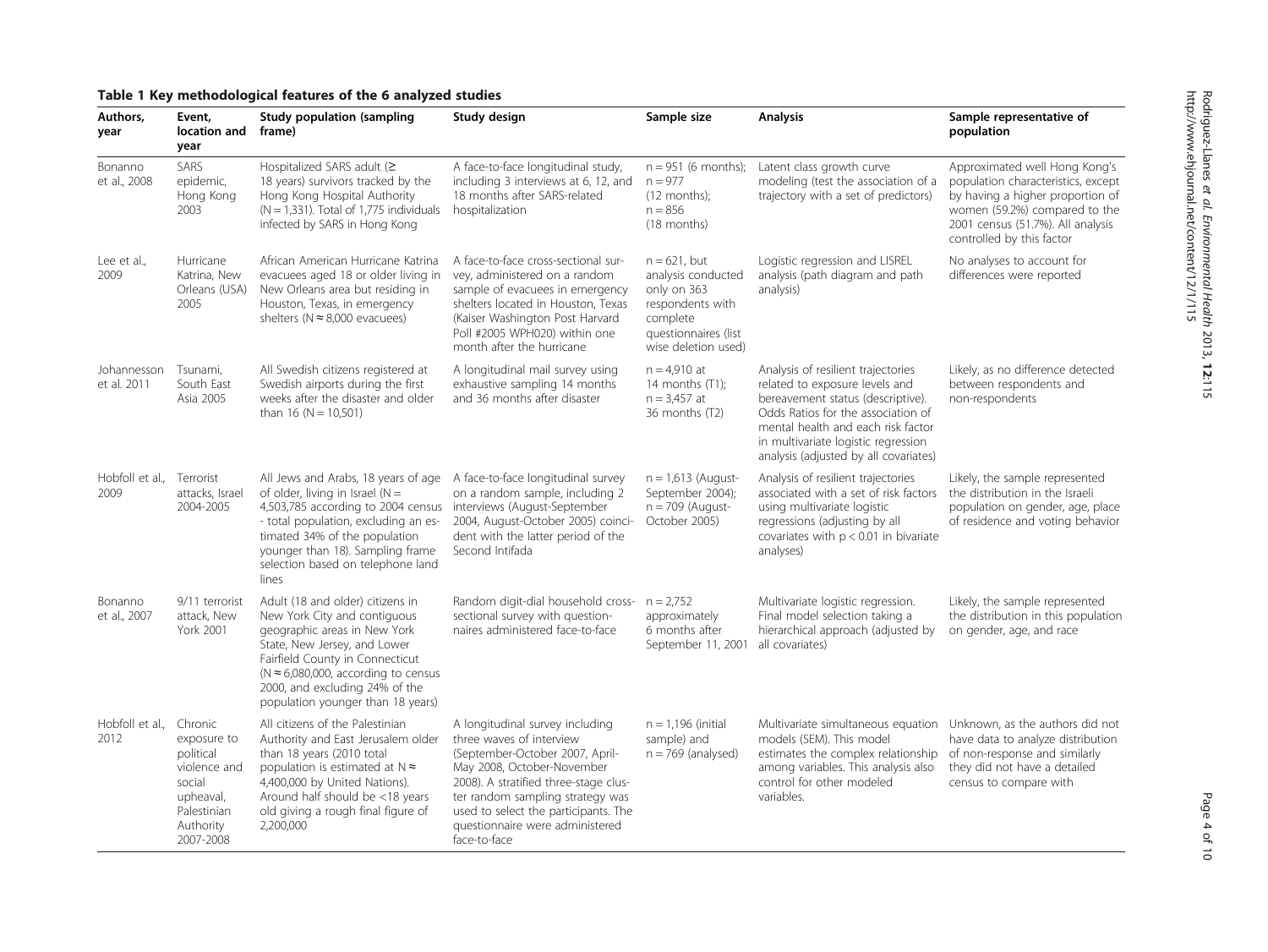**Table 1 Key methodological features of the 6 analyzed studies**

| Authors, year | Event, location and year | Study population (sampling frame) | Study design | Sample size | Analysis | Sample representative of population |
|---|---|---|---|---|---|---|
| Bonanno et al., 2008 | SARS epidemic, Hong Kong 2003 | Hospitalized SARS adult (≥ 18 years) survivors tracked by the Hong Kong Hospital Authority (N = 1,331). Total of 1,775 individuals infected by SARS in Hong Kong | A face-to-face longitudinal study, including 3 interviews at 6, 12, and 18 months after SARS-related hospitalization | n = 951 (6 months); n = 977 (12 months); n = 856 (18 months) | Latent class growth curve modeling (test the association of a trajectory with a set of predictors) | Approximated well Hong Kong's population characteristics, except by having a higher proportion of women (59.2%) compared to the 2001 census (51.7%). All analysis controlled by this factor |
| Lee et al., 2009 | Hurricane Katrina, New Orleans (USA) 2005 | African American Hurricane Katrina evacuees aged 18 or older living in New Orleans area but residing in Houston, Texas, in emergency shelters (N ≈ 8,000 evacuees) | A face-to-face cross-sectional survey, administered on a random sample of evacuees in emergency shelters located in Houston, Texas (Kaiser Washington Post Harvard Poll #2005 WPH020) within one month after the hurricane | n = 621, but analysis conducted only on 363 respondents with complete questionnaires (list wise deletion used) | Logistic regression and LISREL analysis (path diagram and path analysis) | No analyses to account for differences were reported |
| Johannesson et al. 2011 | Tsunami, South East Asia 2005 | All Swedish citizens registered at Swedish airports during the first weeks after the disaster and older than 16 (N = 10,501) | A longitudinal mail survey using exhaustive sampling 14 months and 36 months after disaster | n = 4,910 at 14 months (T1); n = 3,457 at 36 months (T2) | Analysis of resilient trajectories related to exposure levels and bereavement status (descriptive). Odds Ratios for the association of mental health and each risk factor in multivariate logistic regression analysis (adjusted by all covariates) | Likely, as no difference detected between respondents and non-respondents |
| Hobfoll et al., 2009 | Terrorist attacks, Israel 2004-2005 | All Jews and Arabs, 18 years of age of older, living in Israel (N = 4,503,785 according to 2004 census - total population, excluding an estimated 34% of the population younger than 18). Sampling frame selection based on telephone land lines | A face-to-face longitudinal survey on a random sample, including 2 interviews (August-September 2004, August-October 2005) coincident with the latter period of the Second Intifada | n = 1,613 (August-September 2004); n = 709 (August-October 2005) | Analysis of resilient trajectories associated with a set of risk factors using multivariate logistic regressions (adjusting by all covariates with $p < 0.01$ in bivariate analyses) | Likely, the sample represented the distribution in the Israeli population on gender, age, place of residence and voting behavior |
| Bonanno et al., 2007 | 9/11 terrorist attack, New York 2001 | Adult (18 and older) citizens in New York City and contiguous geographic areas in New York State, New Jersey, and Lower Fairfield County in Connecticut (N ≈ 6,080,000, according to census 2000, and excluding 24% of the population younger than 18 years) | Random digit-dial household cross-sectional survey with questionnaires administered face-to-face | n = 2,752 approximately 6 months after September 11, 2001 | Multivariate logistic regression. Final model selection taking a hierarchical approach (adjusted by all covariates) | Likely, the sample represented the distribution in this population on gender, age, and race |
| Hobfoll et al., 2012 | Chronic exposure to political violence and social upheaval, Palestinian Authority 2007-2008 | All citizens of the Palestinian Authority and East Jerusalem older than 18 years (2010 total population is estimated at N ≈ 4,400,000 by United Nations). Around half should be <18 years old giving a rough final figure of 2,200,000 | A longitudinal survey including three waves of interview (September-October 2007, April-May 2008, October-November 2008). A stratified three-stage cluster random sampling strategy was used to select the participants. The questionnaire were administered face-to-face | n = 1,196 (initial sample) and n = 769 (analysed) | Multivariate simultaneous equation models (SEM). This model estimates the complex relationship among variables. This analysis also control for other modeled variables. | Unknown, as the authors did not have data to analyze distribution of non-response and similarly they did not have a detailed census to compare with |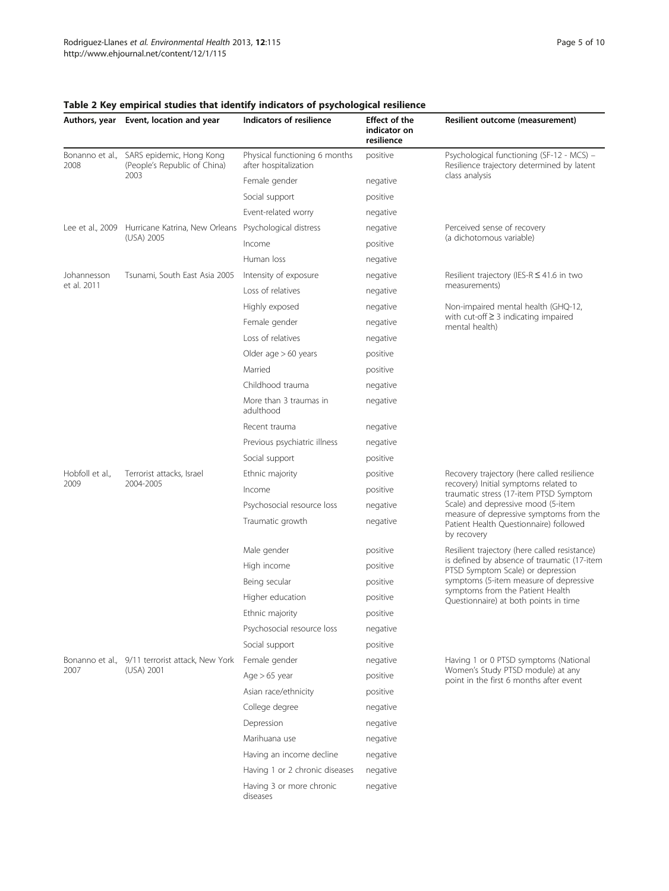**Table 2 Key empirical studies that identify indicators of psychological resilience**

| Authors, year | Event, location and year | Indicators of resilience | Effect of the indicator on resilience | Resilient outcome (measurement) |
| --- | --- | --- | --- | --- |
| Bonanno et al., 2008 | SARS epidemic, Hong Kong (People's Republic of China) 2003 | Physical functioning 6 months after hospitalization | positive | Psychological functioning (SF-12 - MCS) – Resilience trajectory determined by latent class analysis |
| | | Female gender | negative | |
| | | Social support | positive | |
| | | Event-related worry | negative | |
| Lee et al., 2009 | Hurricane Katrina, New Orleans (USA) 2005 | Psychological distress | negative | Perceived sense of recovery (a dichotomous variable) |
| | | Income | positive | |
| | | Human loss | negative | |
| Johannesson et al. 2011 | Tsunami, South East Asia 2005 | Intensity of exposure | negative | Resilient trajectory (IES-R ≤ 41.6 in two measurements) |
| | | Loss of relatives | negative | |
| | | Highly exposed | negative | Non-impaired mental health (GHQ-12, with cut-off ≥ 3 indicating impaired mental health) |
| | | Female gender | negative | |
| | | Loss of relatives | negative | |
| | | Older age > 60 years | positive | |
| | | Married | positive | |
| | | Childhood trauma | negative | |
| | | More than 3 traumas in adulthood | negative | |
| | | Recent trauma | negative | |
| | | Previous psychiatric illness | negative | |
| | | Social support | positive | |
| Hobfoll et al., 2009 | Terrorist attacks, Israel 2004-2005 | Ethnic majority | positive | Recovery trajectory (here called resilience recovery) Initial symptoms related to traumatic stress (17-item PTSD Symptom Scale) and depressive mood (5-item measure of depressive symptoms from the Patient Health Questionnaire) followed by recovery |
| | | Income | positive | |
| | | Psychosocial resource loss | negative | |
| | | Traumatic growth | negative | |
| | | Male gender | positive | Resilient trajectory (here called resistance) is defined by absence of traumatic (17-item PTSD Symptom Scale) or depression symptoms (5-item measure of depressive symptoms from the Patient Health Questionnaire) at both points in time |
| | | High income | positive | |
| | | Being secular | positive | |
| | | Higher education | positive | |
| | | Ethnic majority | positive | |
| | | Psychosocial resource loss | negative | |
| | | Social support | positive | |
| Bonanno et al., 2007 | 9/11 terrorist attack, New York (USA) 2001 | Female gender | negative | Having 1 or 0 PTSD symptoms (National Women's Study PTSD module) at any point in the first 6 months after event |
| | | Age > 65 year | positive | |
| | | Asian race/ethnicity | positive | |
| | | College degree | negative | |
| | | Depression | negative | |
| | | Marihuana use | negative | |
| | | Having an income decline | negative | |
| | | Having 1 or 2 chronic diseases | negative | |
| | | Having 3 or more chronic diseases | negative | |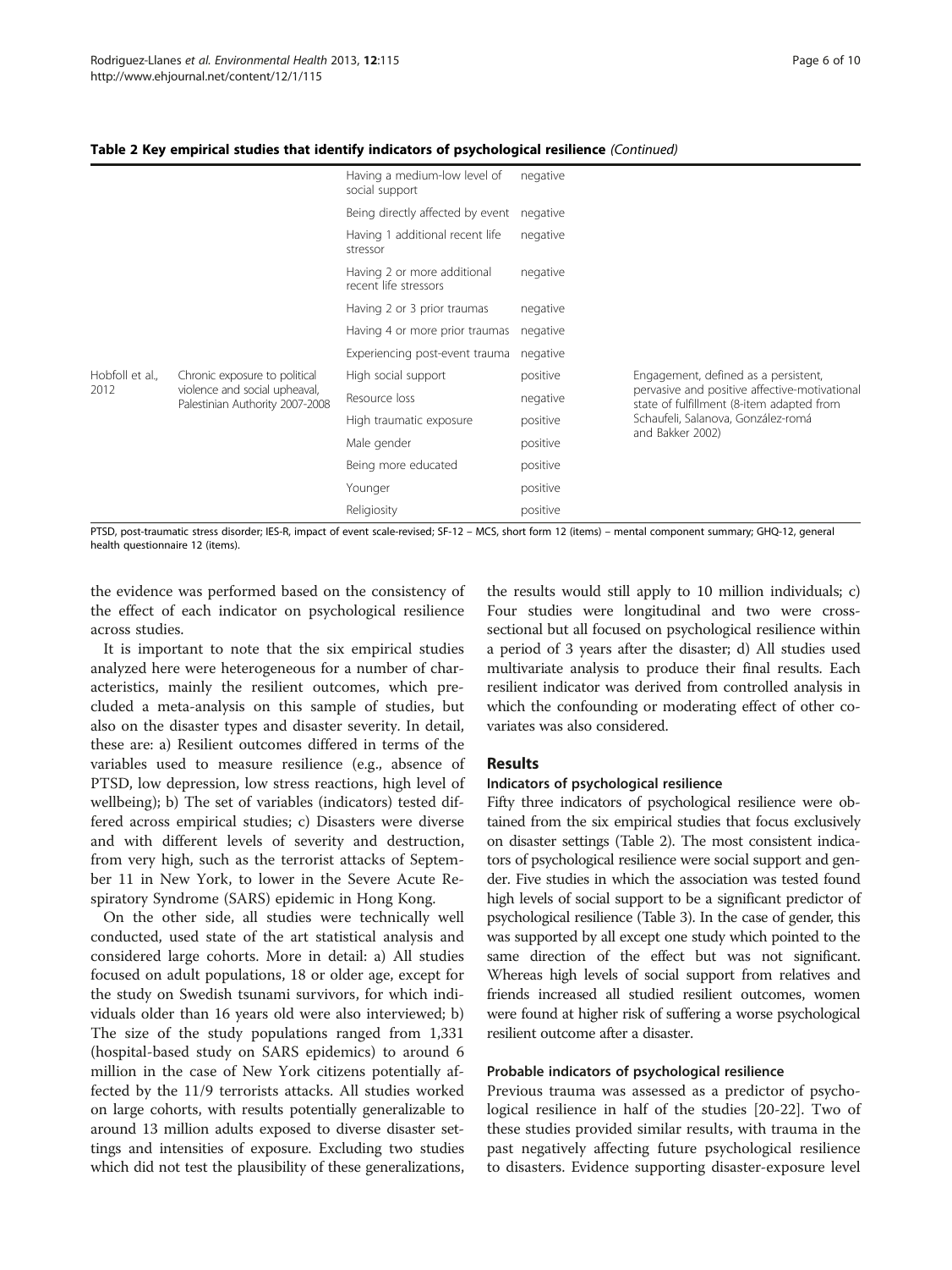**Table 2 Key empirical studies that identify indicators of psychological resilience** *(Continued)*

| | | | | |
|---|---|---|---|---|
| | | Having a medium-low level of social support | negative | |
| | | Being directly affected by event | negative | |
| | | Having 1 additional recent life stressor | negative | |
| | | Having 2 or more additional recent life stressors | negative | |
| | | Having 2 or 3 prior traumas | negative | |
| | | Having 4 or more prior traumas | negative | |
| | | Experiencing post-event trauma | negative | |
| Hobfoll et al., 2012 | Chronic exposure to political violence and social upheaval, Palestinian Authority 2007-2008 | High social support | positive | Engagement, defined as a persistent, pervasive and positive affective-motivational state of fulfillment (8-item adapted from Schaufeli, Salanova, González-romá and Bakker 2002) |
| | | Resource loss | negative | |
| | | High traumatic exposure | positive | |
| | | Male gender | positive | |
| | | Being more educated | positive | |
| | | Younger | positive | |
| | | Religiosity | positive | |

PTSD, post-traumatic stress disorder; IES-R, impact of event scale-revised; SF-12 – MCS, short form 12 (items) – mental component summary; GHQ-12, general health questionnaire 12 (items).

the evidence was performed based on the consistency of the effect of each indicator on psychological resilience across studies.

It is important to note that the six empirical studies analyzed here were heterogeneous for a number of characteristics, mainly the resilient outcomes, which precluded a meta-analysis on this sample of studies, but also on the disaster types and disaster severity. In detail, these are: a) Resilient outcomes differed in terms of the variables used to measure resilience (e.g., absence of PTSD, low depression, low stress reactions, high level of wellbeing); b) The set of variables (indicators) tested differed across empirical studies; c) Disasters were diverse and with different levels of severity and destruction, from very high, such as the terrorist attacks of September 11 in New York, to lower in the Severe Acute Respiratory Syndrome (SARS) epidemic in Hong Kong.

On the other side, all studies were technically well conducted, used state of the art statistical analysis and considered large cohorts. More in detail: a) All studies focused on adult populations, 18 or older age, except for the study on Swedish tsunami survivors, for which individuals older than 16 years old were also interviewed; b) The size of the study populations ranged from 1,331 (hospital-based study on SARS epidemics) to around 6 million in the case of New York citizens potentially affected by the 11/9 terrorists attacks. All studies worked on large cohorts, with results potentially generalizable to around 13 million adults exposed to diverse disaster settings and intensities of exposure. Excluding two studies which did not test the plausibility of these generalizations, the results would still apply to 10 million individuals; c) Four studies were longitudinal and two were cross-sectional but all focused on psychological resilience within a period of 3 years after the disaster; d) All studies used multivariate analysis to produce their final results. Each resilient indicator was derived from controlled analysis in which the confounding or moderating effect of other covariates was also considered.

## Results

### Indicators of psychological resilience

Fifty three indicators of psychological resilience were obtained from the six empirical studies that focus exclusively on disaster settings (Table 2). The most consistent indicators of psychological resilience were social support and gender. Five studies in which the association was tested found high levels of social support to be a significant predictor of psychological resilience (Table 3). In the case of gender, this was supported by all except one study which pointed to the same direction of the effect but was not significant. Whereas high levels of social support from relatives and friends increased all studied resilient outcomes, women were found at higher risk of suffering a worse psychological resilient outcome after a disaster.

### Probable indicators of psychological resilience

Previous trauma was assessed as a predictor of psychological resilience in half of the studies [20-22]. Two of these studies provided similar results, with trauma in the past negatively affecting future psychological resilience to disasters. Evidence supporting disaster-exposure level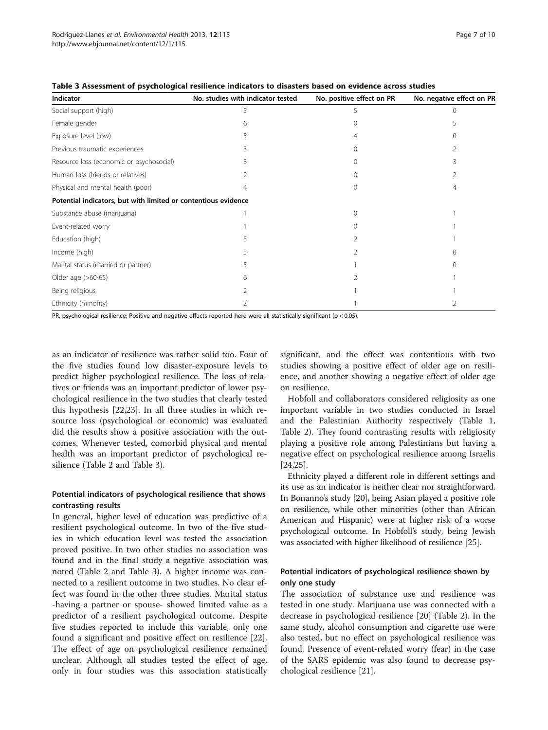**Table 3 Assessment of psychological resilience indicators to disasters based on evidence across studies**

| Indicator | No. studies with indicator tested | No. positive effect on PR | No. negative effect on PR |
|---|---|---|---|
| Social support (high) | 5 | 5 | 0 |
| Female gender | 6 | 0 | 5 |
| Exposure level (low) | 5 | 4 | 0 |
| Previous traumatic experiences | 3 | 0 | 2 |
| Resource loss (economic or psychosocial) | 3 | 0 | 3 |
| Human loss (friends or relatives) | 2 | 0 | 2 |
| Physical and mental health (poor) | 4 | 0 | 4 |
| **Potential indicators, but with limited or contentious evidence** | | | |
| Substance abuse (marijuana) | 1 | 0 | 1 |
| Event-related worry | 1 | 0 | 1 |
| Education (high) | 5 | 2 | 1 |
| Income (high) | 5 | 2 | 0 |
| Marital status (married or partner) | 5 | 1 | 0 |
| Older age (>60-65) | 6 | 2 | 1 |
| Being religious | 2 | 1 | 1 |
| Ethnicity (minority) | 2 | 1 | 2 |

PR, psychological resilience; Positive and negative effects reported here were all statistically significant ($p < 0.05$).

as an indicator of resilience was rather solid too. Four of the five studies found low disaster-exposure levels to predict higher psychological resilience. The loss of relatives or friends was an important predictor of lower psychological resilience in the two studies that clearly tested this hypothesis [22,23]. In all three studies in which resource loss (psychological or economic) was evaluated did the results show a positive association with the outcomes. Whenever tested, comorbid physical and mental health was an important predictor of psychological resilience (Table 2 and Table 3).

### Potential indicators of psychological resilience that shows contrasting results

In general, higher level of education was predictive of a resilient psychological outcome. In two of the five studies in which education level was tested the association proved positive. In two other studies no association was found and in the final study a negative association was noted (Table 2 and Table 3). A higher income was connected to a resilient outcome in two studies. No clear effect was found in the other three studies. Marital status -having a partner or spouse- showed limited value as a predictor of a resilient psychological outcome. Despite five studies reported to include this variable, only one found a significant and positive effect on resilience [22]. The effect of age on psychological resilience remained unclear. Although all studies tested the effect of age, only in four studies was this association statistically significant, and the effect was contentious with two studies showing a positive effect of older age on resilience, and another showing a negative effect of older age on resilience.

Hobfoll and collaborators considered religiosity as one important variable in two studies conducted in Israel and the Palestinian Authority respectively (Table 1, Table 2). They found contrasting results with religiosity playing a positive role among Palestinians but having a negative effect on psychological resilience among Israelis [24,25].

Ethnicity played a different role in different settings and its use as an indicator is neither clear nor straightforward. In Bonanno's study [20], being Asian played a positive role on resilience, while other minorities (other than African American and Hispanic) were at higher risk of a worse psychological outcome. In Hobfoll's study, being Jewish was associated with higher likelihood of resilience [25].

### Potential indicators of psychological resilience shown by only one study

The association of substance use and resilience was tested in one study. Marijuana use was connected with a decrease in psychological resilience [20] (Table 2). In the same study, alcohol consumption and cigarette use were also tested, but no effect on psychological resilience was found. Presence of event-related worry (fear) in the case of the SARS epidemic was also found to decrease psychological resilience [21].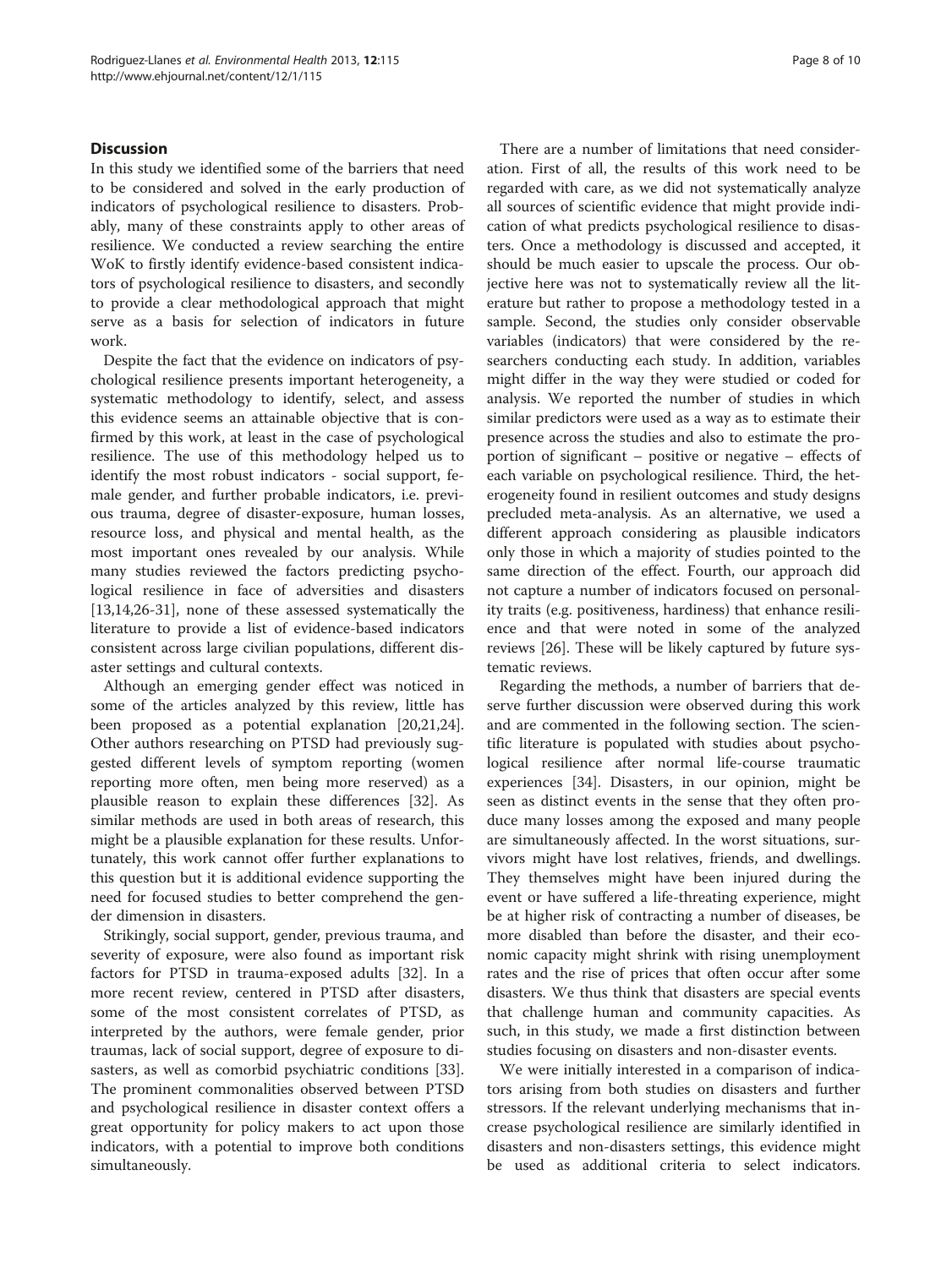## Discussion

In this study we identified some of the barriers that need to be considered and solved in the early production of indicators of psychological resilience to disasters. Probably, many of these constraints apply to other areas of resilience. We conducted a review searching the entire WoK to firstly identify evidence-based consistent indicators of psychological resilience to disasters, and secondly to provide a clear methodological approach that might serve as a basis for selection of indicators in future work.

Despite the fact that the evidence on indicators of psychological resilience presents important heterogeneity, a systematic methodology to identify, select, and assess this evidence seems an attainable objective that is confirmed by this work, at least in the case of psychological resilience. The use of this methodology helped us to identify the most robust indicators - social support, female gender, and further probable indicators, i.e. previous trauma, degree of disaster-exposure, human losses, resource loss, and physical and mental health, as the most important ones revealed by our analysis. While many studies reviewed the factors predicting psychological resilience in face of adversities and disasters [13,14,26-31], none of these assessed systematically the literature to provide a list of evidence-based indicators consistent across large civilian populations, different disaster settings and cultural contexts.

Although an emerging gender effect was noticed in some of the articles analyzed by this review, little has been proposed as a potential explanation [20,21,24]. Other authors researching on PTSD had previously suggested different levels of symptom reporting (women reporting more often, men being more reserved) as a plausible reason to explain these differences [32]. As similar methods are used in both areas of research, this might be a plausible explanation for these results. Unfortunately, this work cannot offer further explanations to this question but it is additional evidence supporting the need for focused studies to better comprehend the gender dimension in disasters.

Strikingly, social support, gender, previous trauma, and severity of exposure, were also found as important risk factors for PTSD in trauma-exposed adults [32]. In a more recent review, centered in PTSD after disasters, some of the most consistent correlates of PTSD, as interpreted by the authors, were female gender, prior traumas, lack of social support, degree of exposure to disasters, as well as comorbid psychiatric conditions [33]. The prominent commonalities observed between PTSD and psychological resilience in disaster context offers a great opportunity for policy makers to act upon those indicators, with a potential to improve both conditions simultaneously.

There are a number of limitations that need consideration. First of all, the results of this work need to be regarded with care, as we did not systematically analyze all sources of scientific evidence that might provide indication of what predicts psychological resilience to disasters. Once a methodology is discussed and accepted, it should be much easier to upscale the process. Our objective here was not to systematically review all the literature but rather to propose a methodology tested in a sample. Second, the studies only consider observable variables (indicators) that were considered by the researchers conducting each study. In addition, variables might differ in the way they were studied or coded for analysis. We reported the number of studies in which similar predictors were used as a way as to estimate their presence across the studies and also to estimate the proportion of significant – positive or negative – effects of each variable on psychological resilience. Third, the heterogeneity found in resilient outcomes and study designs precluded meta-analysis. As an alternative, we used a different approach considering as plausible indicators only those in which a majority of studies pointed to the same direction of the effect. Fourth, our approach did not capture a number of indicators focused on personality traits (e.g. positiveness, hardiness) that enhance resilience and that were noted in some of the analyzed reviews [26]. These will be likely captured by future systematic reviews.

Regarding the methods, a number of barriers that deserve further discussion were observed during this work and are commented in the following section. The scientific literature is populated with studies about psychological resilience after normal life-course traumatic experiences [34]. Disasters, in our opinion, might be seen as distinct events in the sense that they often produce many losses among the exposed and many people are simultaneously affected. In the worst situations, survivors might have lost relatives, friends, and dwellings. They themselves might have been injured during the event or have suffered a life-threating experience, might be at higher risk of contracting a number of diseases, be more disabled than before the disaster, and their economic capacity might shrink with rising unemployment rates and the rise of prices that often occur after some disasters. We thus think that disasters are special events that challenge human and community capacities. As such, in this study, we made a first distinction between studies focusing on disasters and non-disaster events.

We were initially interested in a comparison of indicators arising from both studies on disasters and further stressors. If the relevant underlying mechanisms that increase psychological resilience are similarly identified in disasters and non-disasters settings, this evidence might be used as additional criteria to select indicators.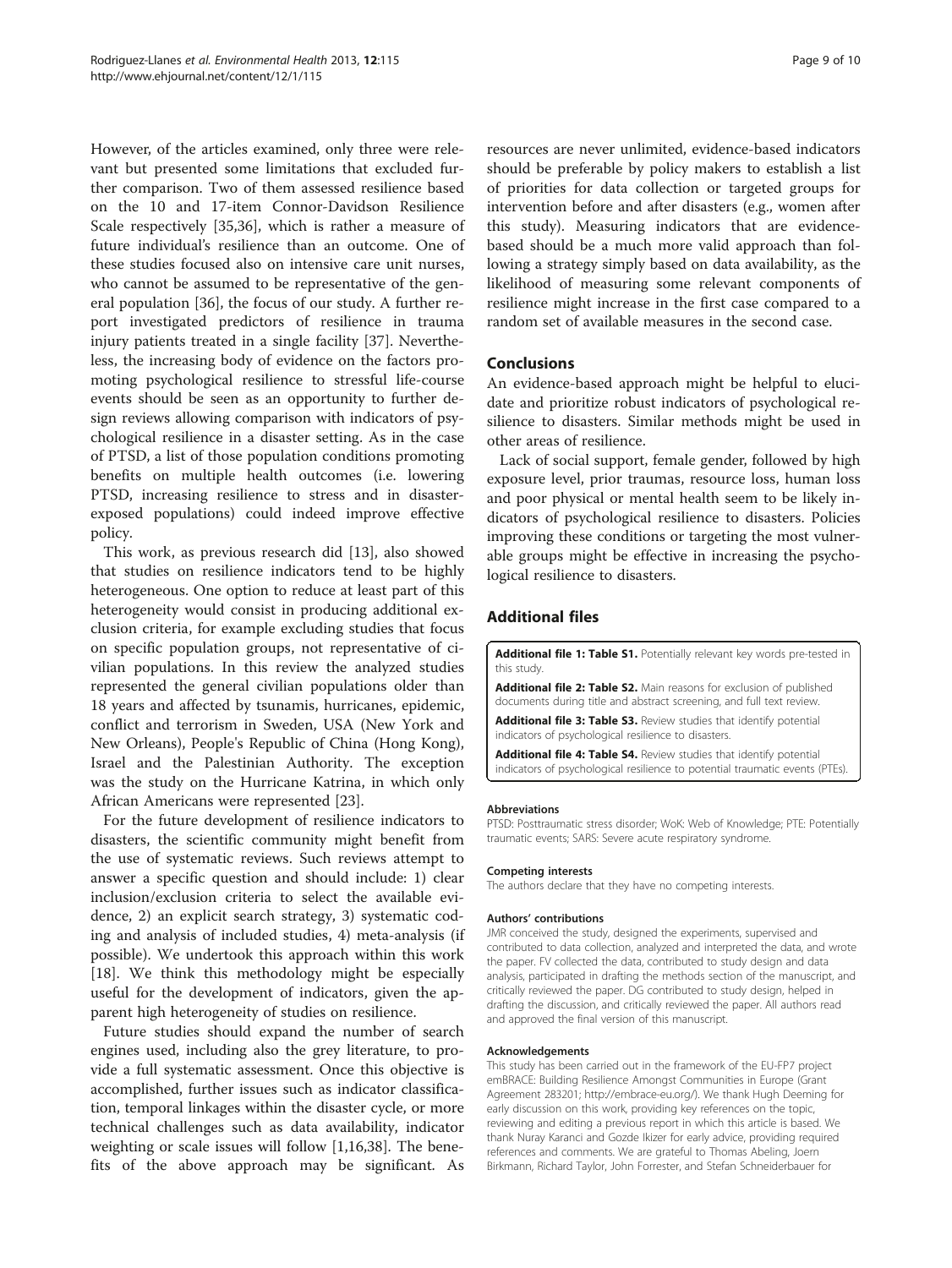However, of the articles examined, only three were relevant but presented some limitations that excluded further comparison. Two of them assessed resilience based on the 10 and 17-item Connor-Davidson Resilience Scale respectively [35,36], which is rather a measure of future individual's resilience than an outcome. One of these studies focused also on intensive care unit nurses, who cannot be assumed to be representative of the general population [36], the focus of our study. A further report investigated predictors of resilience in trauma injury patients treated in a single facility [37]. Nevertheless, the increasing body of evidence on the factors promoting psychological resilience to stressful life-course events should be seen as an opportunity to further design reviews allowing comparison with indicators of psychological resilience in a disaster setting. As in the case of PTSD, a list of those population conditions promoting benefits on multiple health outcomes (i.e. lowering PTSD, increasing resilience to stress and in disaster-exposed populations) could indeed improve effective policy.

This work, as previous research did [13], also showed that studies on resilience indicators tend to be highly heterogeneous. One option to reduce at least part of this heterogeneity would consist in producing additional exclusion criteria, for example excluding studies that focus on specific population groups, not representative of civilian populations. In this review the analyzed studies represented the general civilian populations older than 18 years and affected by tsunamis, hurricanes, epidemic, conflict and terrorism in Sweden, USA (New York and New Orleans), People's Republic of China (Hong Kong), Israel and the Palestinian Authority. The exception was the study on the Hurricane Katrina, in which only African Americans were represented [23].

For the future development of resilience indicators to disasters, the scientific community might benefit from the use of systematic reviews. Such reviews attempt to answer a specific question and should include: 1) clear inclusion/exclusion criteria to select the available evidence, 2) an explicit search strategy, 3) systematic coding and analysis of included studies, 4) meta-analysis (if possible). We undertook this approach within this work [18]. We think this methodology might be especially useful for the development of indicators, given the apparent high heterogeneity of studies on resilience.

Future studies should expand the number of search engines used, including also the grey literature, to provide a full systematic assessment. Once this objective is accomplished, further issues such as indicator classification, temporal linkages within the disaster cycle, or more technical challenges such as data availability, indicator weighting or scale issues will follow [1,16,38]. The benefits of the above approach may be significant. As resources are never unlimited, evidence-based indicators should be preferable by policy makers to establish a list of priorities for data collection or targeted groups for intervention before and after disasters (e.g., women after this study). Measuring indicators that are evidence-based should be a much more valid approach than following a strategy simply based on data availability, as the likelihood of measuring some relevant components of resilience might increase in the first case compared to a random set of available measures in the second case.

## Conclusions

An evidence-based approach might be helpful to elucidate and prioritize robust indicators of psychological resilience to disasters. Similar methods might be used in other areas of resilience.

Lack of social support, female gender, followed by high exposure level, prior traumas, resource loss, human loss and poor physical or mental health seem to be likely indicators of psychological resilience to disasters. Policies improving these conditions or targeting the most vulnerable groups might be effective in increasing the psychological resilience to disasters.

## Additional files

**Additional file 1: Table S1.** Potentially relevant key words pre-tested in this study.

**Additional file 2: Table S2.** Main reasons for exclusion of published documents during title and abstract screening, and full text review.

**Additional file 3: Table S3.** Review studies that identify potential indicators of psychological resilience to disasters.

**Additional file 4: Table S4.** Review studies that identify potential indicators of psychological resilience to potential traumatic events (PTEs).

#### Abbreviations

PTSD: Posttraumatic stress disorder; WoK: Web of Knowledge; PTE: Potentially traumatic events; SARS: Severe acute respiratory syndrome.

#### Competing interests

The authors declare that they have no competing interests.

#### Authors' contributions

JMR conceived the study, designed the experiments, supervised and contributed to data collection, analyzed and interpreted the data, and wrote the paper. FV collected the data, contributed to study design and data analysis, participated in drafting the methods section of the manuscript, and critically reviewed the paper. DG contributed to study design, helped in drafting the discussion, and critically reviewed the paper. All authors read and approved the final version of this manuscript.

#### Acknowledgements

This study has been carried out in the framework of the EU-FP7 project emBRACE: Building Resilience Amongst Communities in Europe (Grant Agreement 283201; http://embrace-eu.org/). We thank Hugh Deeming for early discussion on this work, providing key references on the topic, reviewing and editing a previous report in which this article is based. We thank Nuray Karanci and Gozde Ikizer for early advice, providing required references and comments. We are grateful to Thomas Abeling, Joern Birkmann, Richard Taylor, John Forrester, and Stefan Schneiderbauer for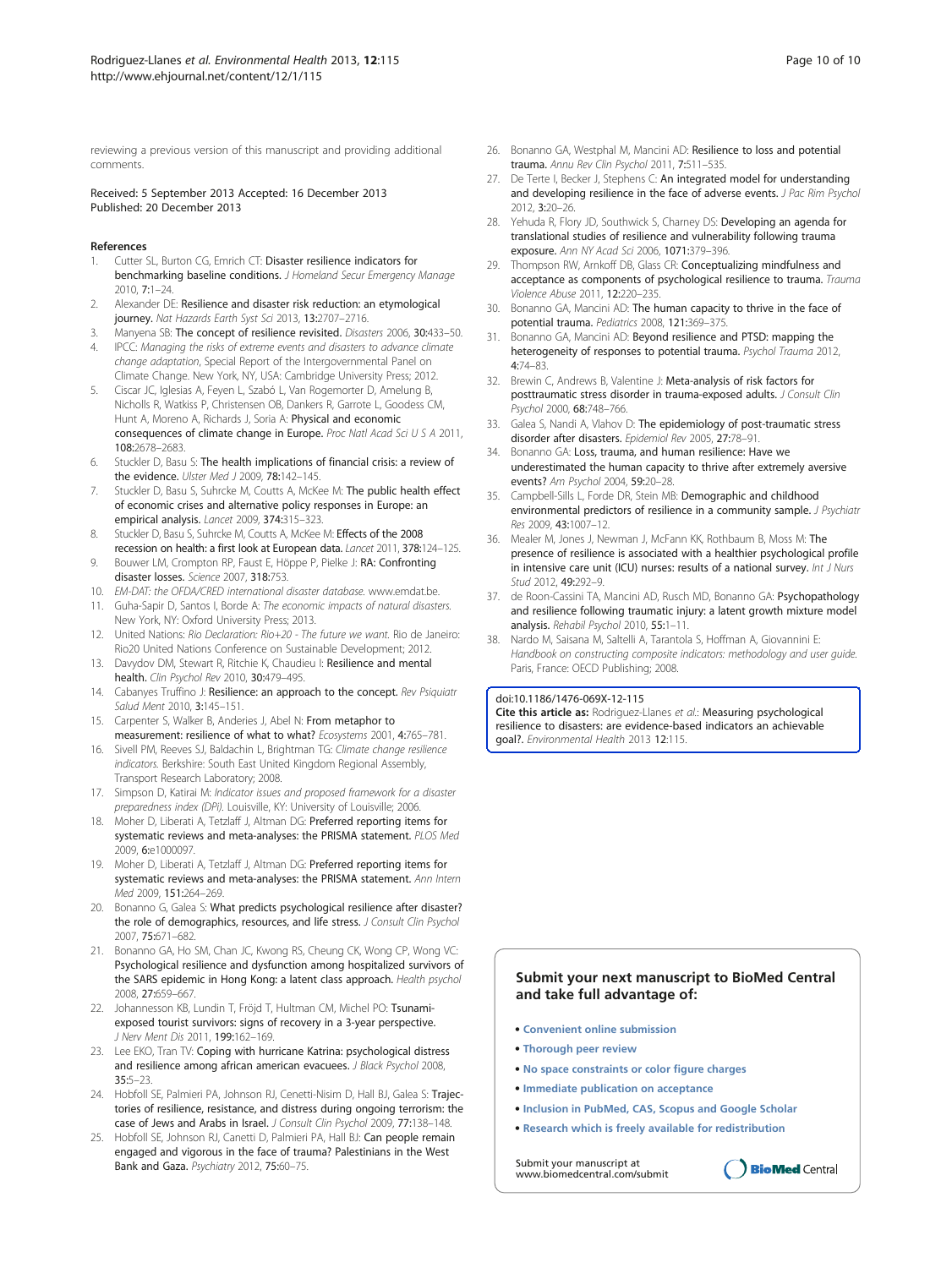reviewing a previous version of this manuscript and providing additional comments.

Received: 5 September 2013 Accepted: 16 December 2013
Published: 20 December 2013

## References

1. Cutter SL, Burton CG, Emrich CT: **Disaster resilience indicators for benchmarking baseline conditions.** *J Homeland Secur Emergency Manage* 2010, **7:**1–24.
2. Alexander DE: **Resilience and disaster risk reduction: an etymological journey.** *Nat Hazards Earth Syst Sci* 2013, **13:**2707–2716.
3. Manyena SB: **The concept of resilience revisited.** *Disasters* 2006, **30:**433–50.
4. IPCC: *Managing the risks of extreme events and disasters to advance climate change adaptation*, Special Report of the Intergovernmental Panel on Climate Change. New York, NY, USA: Cambridge University Press; 2012.
5. Ciscar JC, Iglesias A, Feyen L, Szabó L, Van Rogemorter D, Amelung B, Nicholls R, Watkiss P, Christensen OB, Dankers R, Garrote L, Goodess CM, Hunt A, Moreno A, Richards J, Soria A: **Physical and economic consequences of climate change in Europe.** *Proc Natl Acad Sci U S A* 2011, **108:**2678–2683.
6. Stuckler D, Basu S: **The health implications of financial crisis: a review of the evidence.** *Ulster Med J* 2009, **78:**142–145.
7. Stuckler D, Basu S, Suhrcke M, Coutts A, McKee M: **The public health effect of economic crises and alternative policy responses in Europe: an empirical analysis.** *Lancet* 2009, **374:**315–323.
8. Stuckler D, Basu S, Suhrcke M, Coutts A, McKee M: **Effects of the 2008 recession on health: a first look at European data.** *Lancet* 2011, **378:**124–125.
9. Bouwer LM, Crompton RP, Faust E, Höppe P, Pielke J: **RA: Confronting disaster losses.** *Science* 2007, **318:**753.
10. *EM-DAT: the OFDA/CRED international disaster database.* www.emdat.be.
11. Guha-Sapir D, Santos I, Borde A: *The economic impacts of natural disasters.* New York, NY: Oxford University Press; 2013.
12. United Nations: *Rio Declaration: Rio+20 - The future we want.* Rio de Janeiro: Rio20 United Nations Conference on Sustainable Development; 2012.
13. Davydov DM, Stewart R, Ritchie K, Chaudieu I: **Resilience and mental health.** *Clin Psychol Rev* 2010, **30:**479–495.
14. Cabanyes Truffino J: **Resilience: an approach to the concept.** *Rev Psiquiatr Salud Ment* 2010, **3:**145–151.
15. Carpenter S, Walker B, Anderies J, Abel N: **From metaphor to measurement: resilience of what to what?** *Ecosystems* 2001, **4:**765–781.
16. Sivell PM, Reeves SJ, Baldachin L, Brightman TG: *Climate change resilience indicators.* Berkshire: South East United Kingdom Regional Assembly, Transport Research Laboratory; 2008.
17. Simpson D, Katirai M: *Indicator issues and proposed framework for a disaster preparedness index (DPi).* Louisville, KY: University of Louisville; 2006.
18. Moher D, Liberati A, Tetzlaff J, Altman DG: **Preferred reporting items for systematic reviews and meta-analyses: the PRISMA statement.** *PLOS Med* 2009, **6:**e1000097.
19. Moher D, Liberati A, Tetzlaff J, Altman DG: **Preferred reporting items for systematic reviews and meta-analyses: the PRISMA statement.** *Ann Intern Med* 2009, **151:**264–269.
20. Bonanno G, Galea S: **What predicts psychological resilience after disaster? the role of demographics, resources, and life stress.** *J Consult Clin Psychol* 2007, **75:**671–682.
21. Bonanno GA, Ho SM, Chan JC, Kwong RS, Cheung CK, Wong CP, Wong VC: **Psychological resilience and dysfunction among hospitalized survivors of the SARS epidemic in Hong Kong: a latent class approach.** *Health psychol* 2008, **27:**659–667.
22. Johannesson KB, Lundin T, Fröjd T, Hultman CM, Michel PO: **Tsunami-exposed tourist survivors: signs of recovery in a 3-year perspective.** *J Nerv Ment Dis* 2011, **199:**162–169.
23. Lee EKO, Tran TV: **Coping with hurricane Katrina: psychological distress and resilience among african american evacuees.** *J Black Psychol* 2008, **35:**5–23.
24. Hobfoll SE, Palmieri PA, Johnson RJ, Cenetti-Nisim D, Hall BJ, Galea S: **Trajectories of resilience, resistance, and distress during ongoing terrorism: the case of Jews and Arabs in Israel.** *J Consult Clin Psychol* 2009, **77:**138–148.
25. Hobfoll SE, Johnson RJ, Canetti D, Palmieri PA, Hall BJ: **Can people remain engaged and vigorous in the face of trauma? Palestinians in the West Bank and Gaza.** *Psychiatry* 2012, **75:**60–75.
26. Bonanno GA, Westphal M, Mancini AD: **Resilience to loss and potential trauma.** *Annu Rev Clin Psychol* 2011, **7:**511–535.
27. De Terte I, Becker J, Stephens C: **An integrated model for understanding and developing resilience in the face of adverse events.** *J Pac Rim Psychol* 2012, **3:**20–26.
28. Yehuda R, Flory JD, Southwick S, Charney DS: **Developing an agenda for translational studies of resilience and vulnerability following trauma exposure.** *Ann NY Acad Sci* 2006, **1071:**379–396.
29. Thompson RW, Arnkoff DB, Glass CR: **Conceptualizing mindfulness and acceptance as components of psychological resilience to trauma.** *Trauma Violence Abuse* 2011, **12:**220–235.
30. Bonanno GA, Mancini AD: **The human capacity to thrive in the face of potential trauma.** *Pediatrics* 2008, **121:**369–375.
31. Bonanno GA, Mancini AD: **Beyond resilience and PTSD: mapping the heterogeneity of responses to potential trauma.** *Psychol Trauma* 2012, **4:**74–83.
32. Brewin C, Andrews B, Valentine J: **Meta-analysis of risk factors for posttraumatic stress disorder in trauma-exposed adults.** *J Consult Clin Psychol* 2000, **68:**748–766.
33. Galea S, Nandi A, Vlahov D: **The epidemiology of post-traumatic stress disorder after disasters.** *Epidemiol Rev* 2005, **27:**78–91.
34. Bonanno GA: **Loss, trauma, and human resilience: Have we underestimated the human capacity to thrive after extremely aversive events?** *Am Psychol* 2004, **59:**20–28.
35. Campbell-Sills L, Forde DR, Stein MB: **Demographic and childhood environmental predictors of resilience in a community sample.** *J Psychiatr Res* 2009, **43:**1007–12.
36. Mealer M, Jones J, Newman J, McFann KK, Rothbaum B, Moss M: **The presence of resilience is associated with a healthier psychological profile in intensive care unit (ICU) nurses: results of a national survey.** *Int J Nurs Stud* 2012, **49:**292–9.
37. de Roon-Cassini TA, Mancini AD, Rusch MD, Bonanno GA: **Psychopathology and resilience following traumatic injury: a latent growth mixture model analysis.** *Rehabil Psychol* 2010, **55:**1–11.
38. Nardo M, Saisana M, Saltelli A, Tarantola S, Hoffman A, Giovannini E: *Handbook on constructing composite indicators: methodology and user guide.* Paris, France: OECD Publishing; 2008.

doi:10.1186/1476-069X-12-115
**Cite this article as:** Rodriguez-Llanes *et al.*: Measuring psychological resilience to disasters: are evidence-based indicators an achievable goal?. *Environmental Health* 2013 **12**:115.

**Submit your next manuscript to BioMed Central and take full advantage of:**

- **Convenient online submission**
- **Thorough peer review**
- **No space constraints or color figure charges**
- **Immediate publication on acceptance**
- **Inclusion in PubMed, CAS, Scopus and Google Scholar**
- **Research which is freely available for redistribution**

Submit your manuscript at
www.biomedcentral.com/submit

BioMed Central